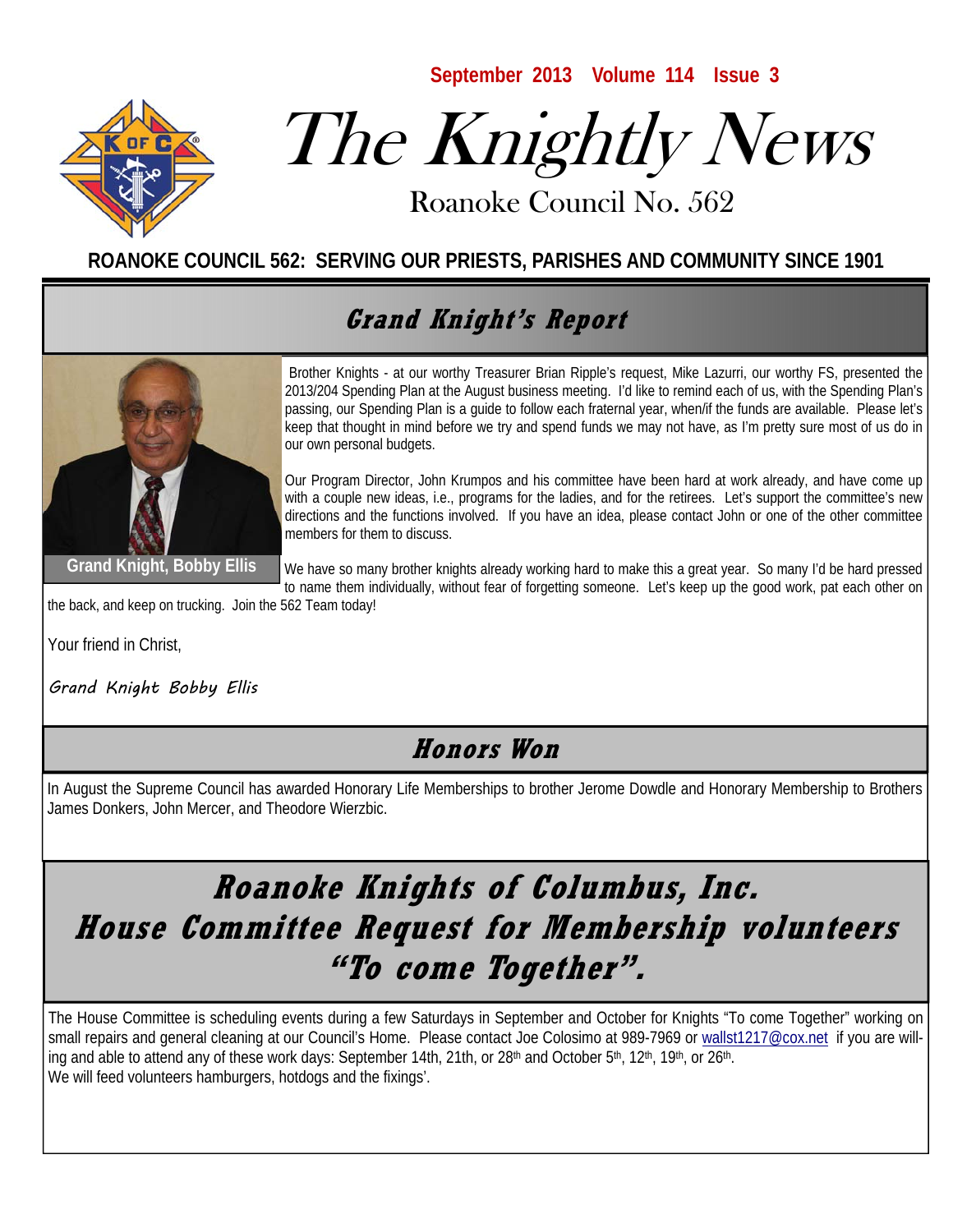September 2013 Volume 114 Issue 3

# The Knightly News

Roanoke Council No. 562

**ROANOKE COUNCIL 562: SERVING OUR PRIESTS, PARISHES AND COMMUNITY SINCE 1901**

## Grand Knight's Report

Grand Knight, Bobby Ellis

Brother Knights - at our worthy Treasurer Brian Ripple's request, Mike Lazurri, our worthy FS, presented the 2013/204 Spending Plan at the August business meeting. I'd like to remind each of us, with the Spending Plan's passing, our Spending Plan is a guide to follow each fraternal year, when/if the funds are available. Please let's keep that thought in mind before we try and spend funds we may not have, as I'm pretty sure most of us do in our own personal budgets.

Our Program Director, John Krumpos and his committee have been hard at work already, and have come up with a couple new ideas, i.e., programs for the ladies, and for the retirees. Let's support the committee's new directions and the functions involved. If you have an idea, please contact John or one of the other committee members for them to discuss.

We have so many brother knights already working hard to make this a great year. So many I'd be hard pressed to name them individually, without fear of forgetting someone. Let's keep up the good work, pat each other on the back, and keep on trucking. Join the 562 Team today!

Your friend in Christ,

*Grand Knight Bobby Ellis*

## Honors Won

In August the Supreme Council has awarded Honorary Life Memberships to brother Jerome Dowdle and Honorary Membership to Brothers James Donkers, John Mercer, and Theodore Wierzbic.

## Roanoke Knights of Columbus, Inc. House Committee Request for Membership volunteers "To come Together".

The House Committee is scheduling events during a few Saturdays in September and October for Knights "To come Together" working on small repairs and general cleaning at our Council's Home. Please contact Joe Colosimo at 989-7969 or wallst1217@cox.net if you are willing and able to attend any of these work days: September 14th, 21th, or 28th and October 5th, 12th, 19th, or 26th.
We will feed volunteers hamburgers, hotdogs and the fixings'.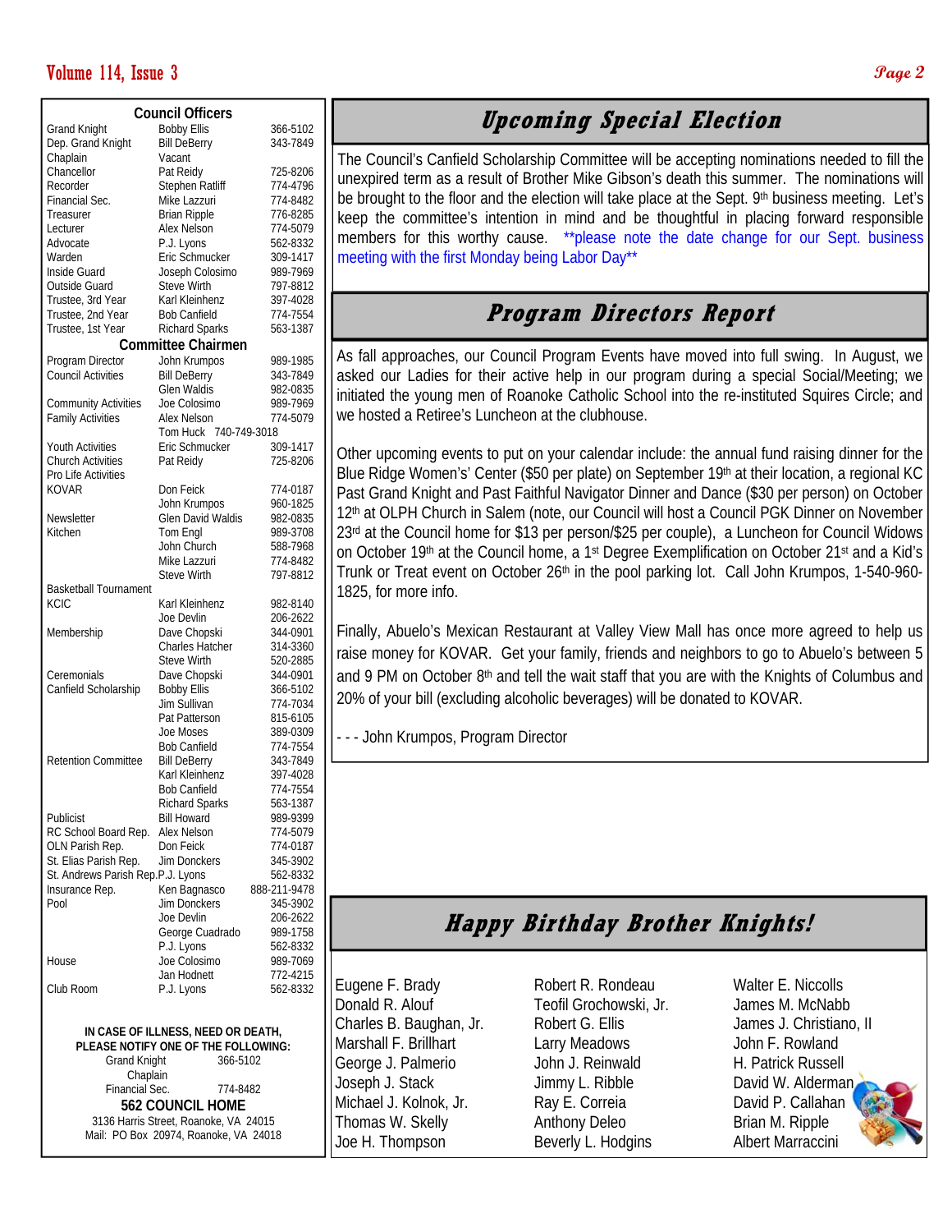## Council Officers

| Office | Name | Phone |
|---|---|---|
| Grand Knight | Bobby Ellis | 366-5102 |
| Dep. Grand Knight | Bill DeBerry | 343-7849 |
| Chaplain | Vacant | |
| Chancellor | Pat Reidy | 725-8206 |
| Recorder | Stephen Ratliff | 774-4796 |
| Financial Sec. | Mike Lazzuri | 774-8482 |
| Treasurer | Brian Ripple | 776-8285 |
| Lecturer | Alex Nelson | 774-5079 |
| Advocate | P.J. Lyons | 562-8332 |
| Warden | Eric Schmucker | 309-1417 |
| Inside Guard | Joseph Colosimo | 989-7969 |
| Outside Guard | Steve Wirth | 797-8812 |
| Trustee, 3rd Year | Karl Kleinhenz | 397-4028 |
| Trustee, 2nd Year | Bob Canfield | 774-7554 |
| Trustee, 1st Year | Richard Sparks | 563-1387 |

## Committee Chairmen

| Committee | Name | Phone |
|---|---|---|
| Program Director | John Krumpos | 989-1985 |
| Council Activities | Bill DeBerry | 343-7849 |
| | Glen Waldis | 982-0835 |
| Community Activities | Joe Colosimo | 989-7969 |
| Family Activities | Alex Nelson | 774-5079 |
| | Tom Huck | 740-749-3018 |
| Youth Activities | Eric Schmucker | 309-1417 |
| Church Activities | Pat Reidy | 725-8206 |
| Pro Life Activities | | |
| KOVAR | Don Feick | 774-0187 |
| | John Krumpos | 960-1825 |
| Newsletter | Glen David Waldis | 982-0835 |
| Kitchen | Tom Engl | 989-3708 |
| | John Church | 588-7968 |
| | Mike Lazzuri | 774-8482 |
| | Steve Wirth | 797-8812 |
| Basketball Tournament | | |
| KCIC | Karl Kleinhenz | 982-8140 |
| | Joe Devlin | 206-2622 |
| Membership | Dave Chopski | 344-0901 |
| | Charles Hatcher | 314-3360 |
| | Steve Wirth | 520-2885 |
| Ceremonials | Dave Chopski | 344-0901 |
| Canfield Scholarship | Bobby Ellis | 366-5102 |
| | Jim Sullivan | 774-7034 |
| | Pat Patterson | 815-6105 |
| | Joe Moses | 389-0309 |
| | Bob Canfield | 774-7554 |
| Retention Committee | Bill DeBerry | 343-7849 |
| | Karl Kleinhenz | 397-4028 |
| | Bob Canfield | 774-7554 |
| | Richard Sparks | 563-1387 |
| Publicist | Bill Howard | 989-9399 |
| RC School Board Rep. | Alex Nelson | 774-5079 |
| OLN Parish Rep. | Don Feick | 774-0187 |
| St. Elias Parish Rep. | Jim Donckers | 345-3902 |
| St. Andrews Parish Rep. | P.J. Lyons | 562-8332 |
| Insurance Rep. | Ken Bagnasco | 888-211-9478 |
| Pool | Jim Donckers | 345-3902 |
| | Joe Devlin | 206-2622 |
| | George Cuadrado | 989-1758 |
| | P.J. Lyons | 562-8332 |
| House | Joe Colosimo | 989-7069 |
| | Jan Hodnett | 772-4215 |
| Club Room | P.J. Lyons | 562-8332 |

**IN CASE OF ILLNESS, NEED OR DEATH, PLEASE NOTIFY ONE OF THE FOLLOWING:**

Grand Knight 366-5102
Chaplain
Financial Sec. 774-8482

**562 COUNCIL HOME**

3136 Harris Street, Roanoke, VA 24015
Mail: PO Box 20974, Roanoke, VA 24018

## *Upcoming Special Election*

The Council's Canfield Scholarship Committee will be accepting nominations needed to fill the unexpired term as a result of Brother Mike Gibson's death this summer. The nominations will be brought to the floor and the election will take place at the Sept. 9th business meeting. Let's keep the committee's intention in mind and be thoughtful in placing forward responsible members for this worthy cause. **please note the date change for our Sept. business meeting with the first Monday being Labor Day**

## *Program Directors Report*

As fall approaches, our Council Program Events have moved into full swing. In August, we asked our Ladies for their active help in our program during a special Social/Meeting; we initiated the young men of Roanoke Catholic School into the re-instituted Squires Circle; and we hosted a Retiree's Luncheon at the clubhouse.

Other upcoming events to put on your calendar include: the annual fund raising dinner for the Blue Ridge Women's' Center ($50 per plate) on September 19th at their location, a regional KC Past Grand Knight and Past Faithful Navigator Dinner and Dance ($30 per person) on October 12th at OLPH Church in Salem (note, our Council will host a Council PGK Dinner on November 23rd at the Council home for $13 per person/$25 per couple), a Luncheon for Council Widows on October 19th at the Council home, a 1st Degree Exemplification on October 21st and a Kid's Trunk or Treat event on October 26th in the pool parking lot. Call John Krumpos, 1-540-960-1825, for more info.

Finally, Abuelo's Mexican Restaurant at Valley View Mall has once more agreed to help us raise money for KOVAR. Get your family, friends and neighbors to go to Abuelo's between 5 and 9 PM on October 8th and tell the wait staff that you are with the Knights of Columbus and 20% of your bill (excluding alcoholic beverages) will be donated to KOVAR.

- - - John Krumpos, Program Director

## *Happy Birthday Brother Knights!*

Eugene F. Brady
Donald R. Alouf
Charles B. Baughan, Jr.
Marshall F. Brillhart
George J. Palmerio
Joseph J. Stack
Michael J. Kolnok, Jr.
Thomas W. Skelly
Joe H. Thompson
Robert R. Rondeau
Teofil Grochowski, Jr.
Robert G. Ellis
Larry Meadows
John J. Reinwald
Jimmy L. Ribble
Ray E. Correia
Anthony Deleo
Beverly L. Hodgins
Walter E. Niccolls
James M. McNabb
James J. Christiano, II
John F. Rowland
H. Patrick Russell
David W. Alderman
David P. Callahan
Brian M. Ripple
Albert Marraccini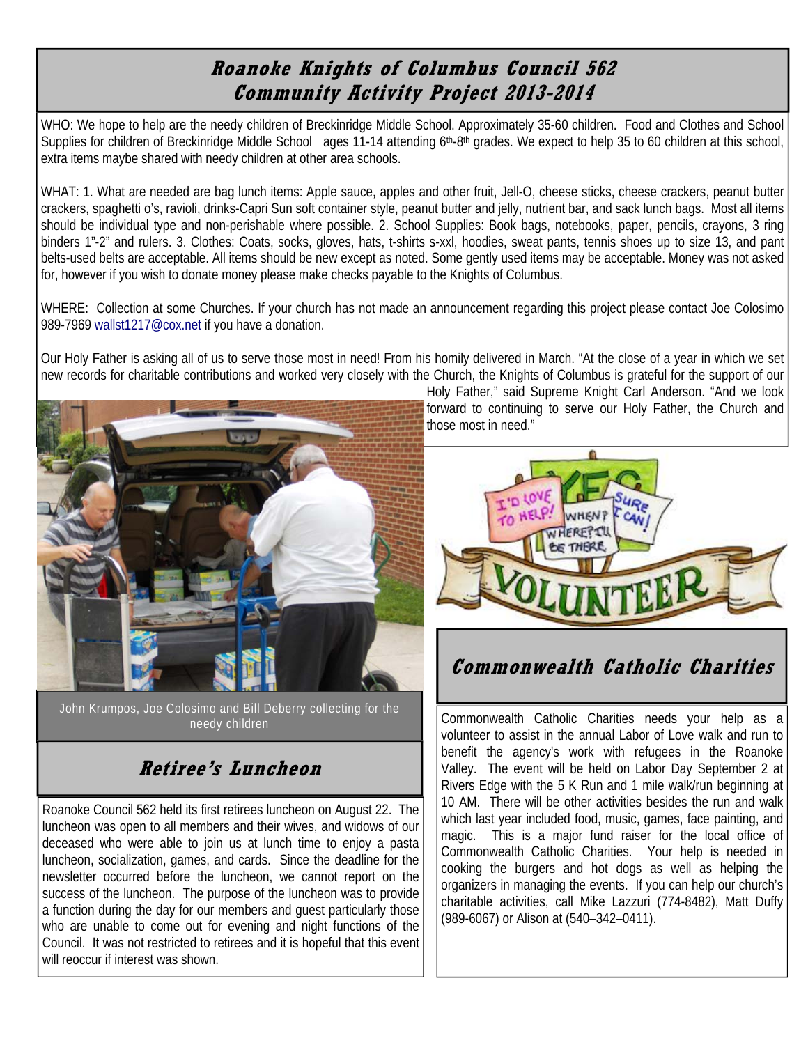# Roanoke Knights of Columbus Council 562
# Community Activity Project 2013-2014

WHO: We hope to help are the needy children of Breckinridge Middle School. Approximately 35-60 children. Food and Clothes and School Supplies for children of Breckinridge Middle School ages 11-14 attending 6th-8th grades. We expect to help 35 to 60 children at this school, extra items maybe shared with needy children at other area schools.

WHAT: 1. What are needed are bag lunch items: Apple sauce, apples and other fruit, Jell-O, cheese sticks, cheese crackers, peanut butter crackers, spaghetti o's, ravioli, drinks-Capri Sun soft container style, peanut butter and jelly, nutrient bar, and sack lunch bags. Most all items should be individual type and non-perishable where possible. 2. School Supplies: Book bags, notebooks, paper, pencils, crayons, 3 ring binders 1"-2" and rulers. 3. Clothes: Coats, socks, gloves, hats, t-shirts s-xxl, hoodies, sweat pants, tennis shoes up to size 13, and pant belts-used belts are acceptable. All items should be new except as noted. Some gently used items may be acceptable. Money was not asked for, however if you wish to donate money please make checks payable to the Knights of Columbus.

WHERE: Collection at some Churches. If your church has not made an announcement regarding this project please contact Joe Colosimo 989-7969 wallst1217@cox.net if you have a donation.

Our Holy Father is asking all of us to serve those most in need! From his homily delivered in March. "At the close of a year in which we set new records for charitable contributions and worked very closely with the Church, the Knights of Columbus is grateful for the support of our Holy Father," said Supreme Knight Carl Anderson. "And we look forward to continuing to serve our Holy Father, the Church and those most in need."

John Krumpos, Joe Colosimo and Bill Deberry collecting for the needy children

## Retiree's Luncheon

Roanoke Council 562 held its first retirees luncheon on August 22. The luncheon was open to all members and their wives, and widows of our deceased who were able to join us at lunch time to enjoy a pasta luncheon, socialization, games, and cards. Since the deadline for the newsletter occurred before the luncheon, we cannot report on the success of the luncheon. The purpose of the luncheon was to provide a function during the day for our members and guest particularly those who are unable to come out for evening and night functions of the Council. It was not restricted to retirees and it is hopeful that this event will reoccur if interest was shown.

## Commonwealth Catholic Charities

Commonwealth Catholic Charities needs your help as a volunteer to assist in the annual Labor of Love walk and run to benefit the agency's work with refugees in the Roanoke Valley. The event will be held on Labor Day September 2 at Rivers Edge with the 5 K Run and 1 mile walk/run beginning at 10 AM. There will be other activities besides the run and walk which last year included food, music, games, face painting, and magic. This is a major fund raiser for the local office of Commonwealth Catholic Charities. Your help is needed in cooking the burgers and hot dogs as well as helping the organizers in managing the events. If you can help our church's charitable activities, call Mike Lazzuri (774-8482), Matt Duffy (989-6067) or Alison at (540–342–0411).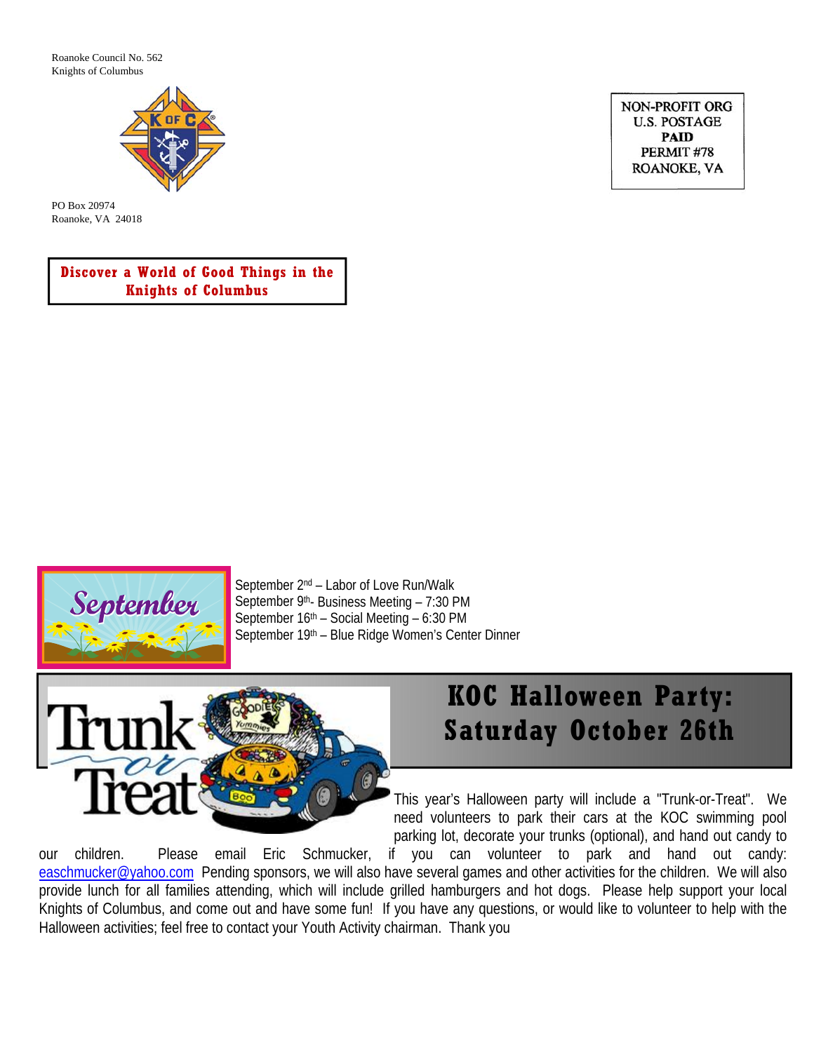Roanoke Council No. 562
Knights of Columbus

PO Box 20974
Roanoke, VA 24018

NON-PROFIT ORG
U.S. POSTAGE
**PAID**
PERMIT #78
ROANOKE, VA

**Discover a World of Good Things in the Knights of Columbus**

September 2nd – Labor of Love Run/Walk
September 9th- Business Meeting – 7:30 PM
September 16th – Social Meeting – 6:30 PM
September 19th – Blue Ridge Women's Center Dinner

## KOC Halloween Party: Saturday October 26th

This year's Halloween party will include a "Trunk-or-Treat". We need volunteers to park their cars at the KOC swimming pool parking lot, decorate your trunks (optional), and hand out candy to our children. Please email Eric Schmucker, if you can volunteer to park and hand out candy: easchmucker@yahoo.com Pending sponsors, we will also have several games and other activities for the children. We will also provide lunch for all families attending, which will include grilled hamburgers and hot dogs. Please help support your local Knights of Columbus, and come out and have some fun! If you have any questions, or would like to volunteer to help with the Halloween activities; feel free to contact your Youth Activity chairman. Thank you